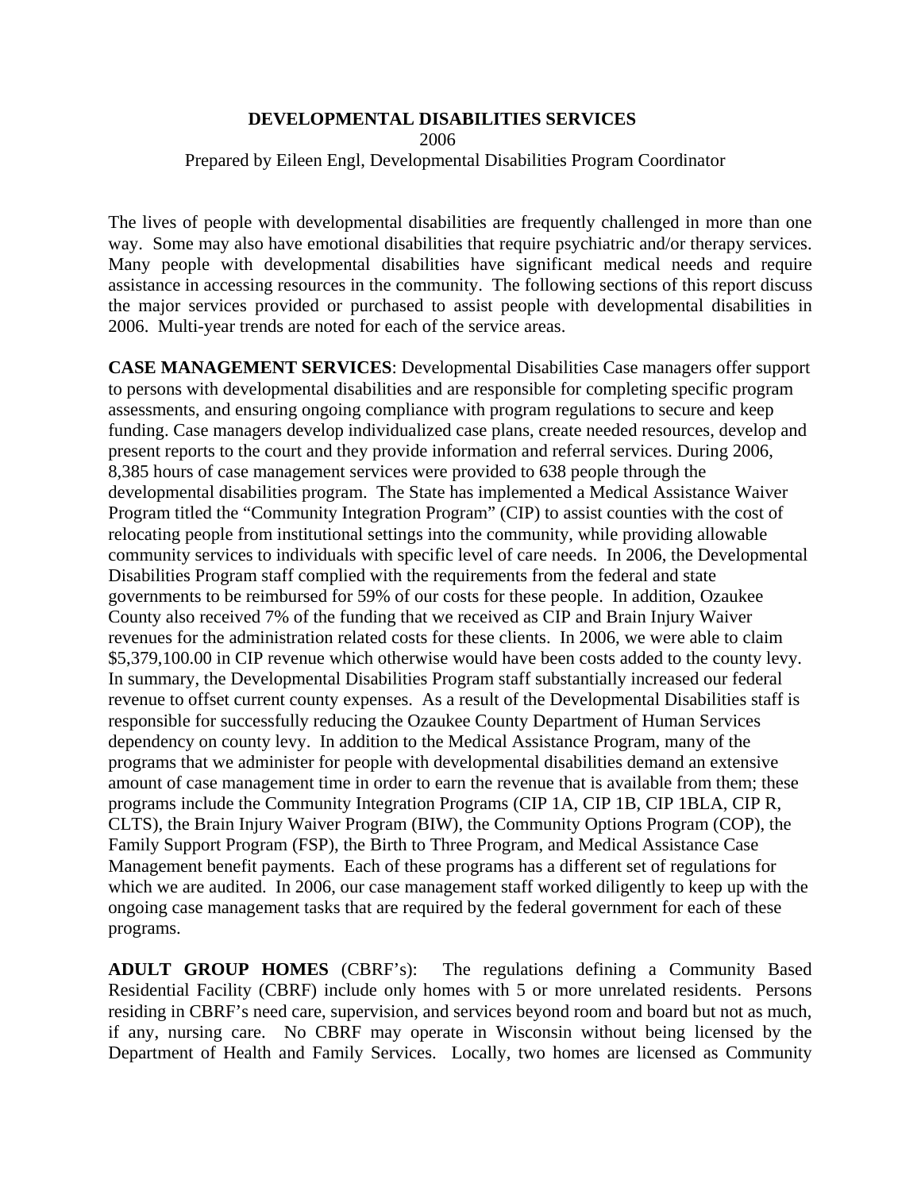**DEVELOPMENTAL DISABILITIES SERVICES**

2006

Prepared by Eileen Engl, Developmental Disabilities Program Coordinator

The lives of people with developmental disabilities are frequently challenged in more than one way. Some may also have emotional disabilities that require psychiatric and/or therapy services. Many people with developmental disabilities have significant medical needs and require assistance in accessing resources in the community. The following sections of this report discuss the major services provided or purchased to assist people with developmental disabilities in 2006. Multi-year trends are noted for each of the service areas.

**CASE MANAGEMENT SERVICES**: Developmental Disabilities Case managers offer support to persons with developmental disabilities and are responsible for completing specific program assessments, and ensuring ongoing compliance with program regulations to secure and keep funding. Case managers develop individualized case plans, create needed resources, develop and present reports to the court and they provide information and referral services. During 2006, 8,385 hours of case management services were provided to 638 people through the developmental disabilities program. The State has implemented a Medical Assistance Waiver Program titled the "Community Integration Program" (CIP) to assist counties with the cost of relocating people from institutional settings into the community, while providing allowable community services to individuals with specific level of care needs. In 2006, the Developmental Disabilities Program staff complied with the requirements from the federal and state governments to be reimbursed for 59% of our costs for these people. In addition, Ozaukee County also received 7% of the funding that we received as CIP and Brain Injury Waiver revenues for the administration related costs for these clients. In 2006, we were able to claim $5,379,100.00 in CIP revenue which otherwise would have been costs added to the county levy. In summary, the Developmental Disabilities Program staff substantially increased our federal revenue to offset current county expenses. As a result of the Developmental Disabilities staff is responsible for successfully reducing the Ozaukee County Department of Human Services dependency on county levy. In addition to the Medical Assistance Program, many of the programs that we administer for people with developmental disabilities demand an extensive amount of case management time in order to earn the revenue that is available from them; these programs include the Community Integration Programs (CIP 1A, CIP 1B, CIP 1BLA, CIP R, CLTS), the Brain Injury Waiver Program (BIW), the Community Options Program (COP), the Family Support Program (FSP), the Birth to Three Program, and Medical Assistance Case Management benefit payments. Each of these programs has a different set of regulations for which we are audited. In 2006, our case management staff worked diligently to keep up with the ongoing case management tasks that are required by the federal government for each of these programs.

**ADULT GROUP HOMES** (CBRF's): The regulations defining a Community Based Residential Facility (CBRF) include only homes with 5 or more unrelated residents. Persons residing in CBRF's need care, supervision, and services beyond room and board but not as much, if any, nursing care. No CBRF may operate in Wisconsin without being licensed by the Department of Health and Family Services. Locally, two homes are licensed as Community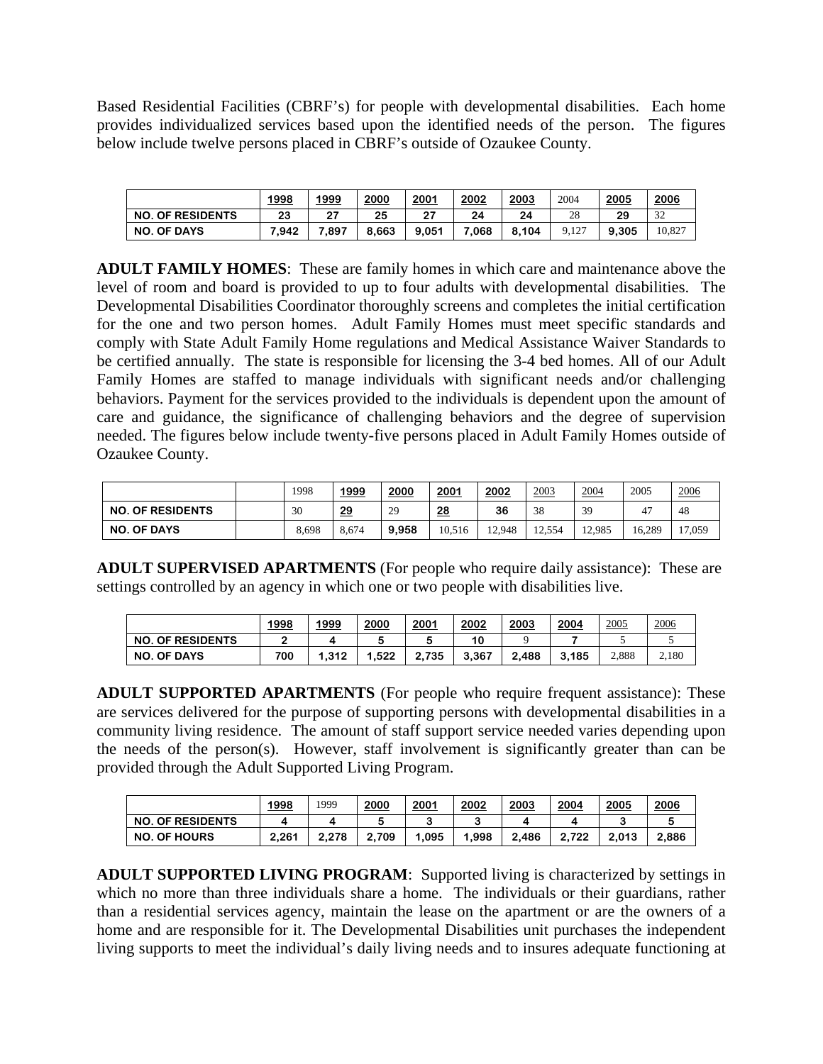Based Residential Facilities (CBRF's) for people with developmental disabilities. Each home provides individualized services based upon the identified needs of the person. The figures below include twelve persons placed in CBRF's outside of Ozaukee County.

| | 1998 | 1999 | 2000 | 2001 | 2002 | 2003 | 2004 | 2005 | 2006 |
|---|---|---|---|---|---|---|---|---|---|
| NO. OF RESIDENTS | 23 | 27 | 25 | 27 | 24 | 24 | 28 | 29 | 32 |
| NO. OF DAYS | 7,942 | 7,897 | 8,663 | 9,051 | 7,068 | 8,104 | 9,127 | 9,305 | 10,827 |

**ADULT FAMILY HOMES**: These are family homes in which care and maintenance above the level of room and board is provided to up to four adults with developmental disabilities. The Developmental Disabilities Coordinator thoroughly screens and completes the initial certification for the one and two person homes. Adult Family Homes must meet specific standards and comply with State Adult Family Home regulations and Medical Assistance Waiver Standards to be certified annually. The state is responsible for licensing the 3-4 bed homes. All of our Adult Family Homes are staffed to manage individuals with significant needs and/or challenging behaviors. Payment for the services provided to the individuals is dependent upon the amount of care and guidance, the significance of challenging behaviors and the degree of supervision needed. The figures below include twenty-five persons placed in Adult Family Homes outside of Ozaukee County.

| | | 1998 | 1999 | 2000 | 2001 | 2002 | 2003 | 2004 | 2005 | 2006 |
|---|---|---|---|---|---|---|---|---|---|---|
| NO. OF RESIDENTS | | 30 | 29 | 29 | 28 | 36 | 38 | 39 | 47 | 48 |
| NO. OF DAYS | | 8,698 | 8,674 | 9,958 | 10,516 | 12,948 | 12,554 | 12,985 | 16,289 | 17,059 |

**ADULT SUPERVISED APARTMENTS** (For people who require daily assistance): These are settings controlled by an agency in which one or two people with disabilities live.

| | 1998 | 1999 | 2000 | 2001 | 2002 | 2003 | 2004 | 2005 | 2006 |
|---|---|---|---|---|---|---|---|---|---|
| NO. OF RESIDENTS | 2 | 4 | 5 | 5 | 10 | 9 | 7 | 5 | 5 |
| NO. OF DAYS | 700 | 1,312 | 1,522 | 2,735 | 3,367 | 2,488 | 3,185 | 2,888 | 2,180 |

**ADULT SUPPORTED APARTMENTS** (For people who require frequent assistance): These are services delivered for the purpose of supporting persons with developmental disabilities in a community living residence. The amount of staff support service needed varies depending upon the needs of the person(s). However, staff involvement is significantly greater than can be provided through the Adult Supported Living Program.

| | 1998 | 1999 | 2000 | 2001 | 2002 | 2003 | 2004 | 2005 | 2006 |
|---|---|---|---|---|---|---|---|---|---|
| NO. OF RESIDENTS | 4 | 4 | 5 | 3 | 3 | 4 | 4 | 3 | 5 |
| NO. OF HOURS | 2,261 | 2,278 | 2,709 | 1,095 | 1,998 | 2,486 | 2,722 | 2,013 | 2,886 |

**ADULT SUPPORTED LIVING PROGRAM**: Supported living is characterized by settings in which no more than three individuals share a home. The individuals or their guardians, rather than a residential services agency, maintain the lease on the apartment or are the owners of a home and are responsible for it. The Developmental Disabilities unit purchases the independent living supports to meet the individual's daily living needs and to insures adequate functioning at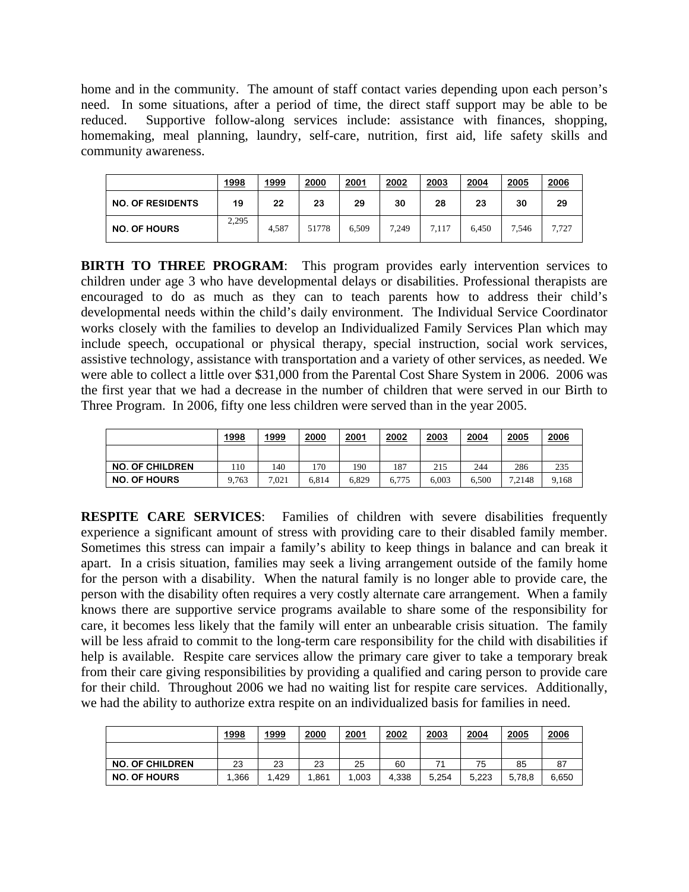home and in the community. The amount of staff contact varies depending upon each person's need. In some situations, after a period of time, the direct staff support may be able to be reduced. Supportive follow-along services include: assistance with finances, shopping, homemaking, meal planning, laundry, self-care, nutrition, first aid, life safety skills and community awareness.

| | 1998 | 1999 | 2000 | 2001 | 2002 | 2003 | 2004 | 2005 | 2006 |
|---|---|---|---|---|---|---|---|---|---|
| NO. OF RESIDENTS | 19 | 22 | 23 | 29 | 30 | 28 | 23 | 30 | 29 |
| NO. OF HOURS | 2,295 | 4,587 | 51778 | 6,509 | 7,249 | 7,117 | 6,450 | 7,546 | 7,727 |

**BIRTH TO THREE PROGRAM**: This program provides early intervention services to children under age 3 who have developmental delays or disabilities. Professional therapists are encouraged to do as much as they can to teach parents how to address their child's developmental needs within the child's daily environment. The Individual Service Coordinator works closely with the families to develop an Individualized Family Services Plan which may include speech, occupational or physical therapy, special instruction, social work services, assistive technology, assistance with transportation and a variety of other services, as needed. We were able to collect a little over $31,000 from the Parental Cost Share System in 2006. 2006 was the first year that we had a decrease in the number of children that were served in our Birth to Three Program. In 2006, fifty one less children were served than in the year 2005.

| | 1998 | 1999 | 2000 | 2001 | 2002 | 2003 | 2004 | 2005 | 2006 |
|---|---|---|---|---|---|---|---|---|---|
| | | | | | | | | | |
| NO. OF CHILDREN | 110 | 140 | 170 | 190 | 187 | 215 | 244 | 286 | 235 |
| NO. OF HOURS | 9,763 | 7,021 | 6,814 | 6,829 | 6,775 | 6,003 | 6,500 | 7,2148 | 9,168 |

**RESPITE CARE SERVICES**: Families of children with severe disabilities frequently experience a significant amount of stress with providing care to their disabled family member. Sometimes this stress can impair a family's ability to keep things in balance and can break it apart. In a crisis situation, families may seek a living arrangement outside of the family home for the person with a disability. When the natural family is no longer able to provide care, the person with the disability often requires a very costly alternate care arrangement. When a family knows there are supportive service programs available to share some of the responsibility for care, it becomes less likely that the family will enter an unbearable crisis situation. The family will be less afraid to commit to the long-term care responsibility for the child with disabilities if help is available. Respite care services allow the primary care giver to take a temporary break from their care giving responsibilities by providing a qualified and caring person to provide care for their child. Throughout 2006 we had no waiting list for respite care services. Additionally, we had the ability to authorize extra respite on an individualized basis for families in need.

| | 1998 | 1999 | 2000 | 2001 | 2002 | 2003 | 2004 | 2005 | 2006 |
|---|---|---|---|---|---|---|---|---|---|
| | | | | | | | | | |
| NO. OF CHILDREN | 23 | 23 | 23 | 25 | 60 | 71 | 75 | 85 | 87 |
| NO. OF HOURS | 1,366 | 1,429 | 1,861 | 1,003 | 4,338 | 5,254 | 5,223 | 5,78,8 | 6,650 |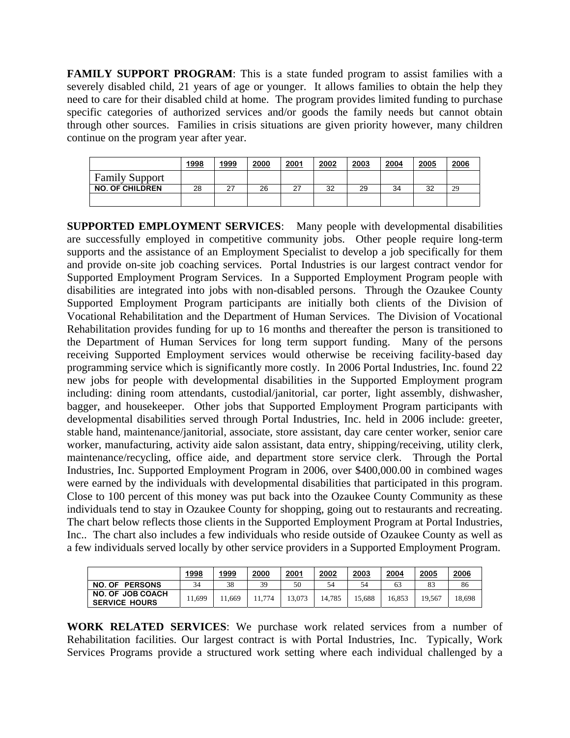**FAMILY SUPPORT PROGRAM**: This is a state funded program to assist families with a severely disabled child, 21 years of age or younger. It allows families to obtain the help they need to care for their disabled child at home. The program provides limited funding to purchase specific categories of authorized services and/or goods the family needs but cannot obtain through other sources. Families in crisis situations are given priority however, many children continue on the program year after year.

| | 1998 | 1999 | 2000 | 2001 | 2002 | 2003 | 2004 | 2005 | 2006 |
|---|---|---|---|---|---|---|---|---|---|
| Family Support | | | | | | | | | |
| **NO. OF CHILDREN** | 28 | 27 | 26 | 27 | 32 | 29 | 34 | 32 | 29 |
| | | | | | | | | | |

**SUPPORTED EMPLOYMENT SERVICES**: Many people with developmental disabilities are successfully employed in competitive community jobs. Other people require long-term supports and the assistance of an Employment Specialist to develop a job specifically for them and provide on-site job coaching services. Portal Industries is our largest contract vendor for Supported Employment Program Services. In a Supported Employment Program people with disabilities are integrated into jobs with non-disabled persons. Through the Ozaukee County Supported Employment Program participants are initially both clients of the Division of Vocational Rehabilitation and the Department of Human Services. The Division of Vocational Rehabilitation provides funding for up to 16 months and thereafter the person is transitioned to the Department of Human Services for long term support funding. Many of the persons receiving Supported Employment services would otherwise be receiving facility-based day programming service which is significantly more costly. In 2006 Portal Industries, Inc. found 22 new jobs for people with developmental disabilities in the Supported Employment program including: dining room attendants, custodial/janitorial, car porter, light assembly, dishwasher, bagger, and housekeeper. Other jobs that Supported Employment Program participants with developmental disabilities served through Portal Industries, Inc. held in 2006 include: greeter, stable hand, maintenance/janitorial, associate, store assistant, day care center worker, senior care worker, manufacturing, activity aide salon assistant, data entry, shipping/receiving, utility clerk, maintenance/recycling, office aide, and department store service clerk. Through the Portal Industries, Inc. Supported Employment Program in 2006, over $400,000.00 in combined wages were earned by the individuals with developmental disabilities that participated in this program. Close to 100 percent of this money was put back into the Ozaukee County Community as these individuals tend to stay in Ozaukee County for shopping, going out to restaurants and recreating. The chart below reflects those clients in the Supported Employment Program at Portal Industries, Inc.. The chart also includes a few individuals who reside outside of Ozaukee County as well as a few individuals served locally by other service providers in a Supported Employment Program.

| | 1998 | 1999 | 2000 | 2001 | 2002 | 2003 | 2004 | 2005 | 2006 |
|---|---|---|---|---|---|---|---|---|---|
| **NO. OF PERSONS** | 34 | 38 | 39 | 50 | 54 | 54 | 63 | 83 | 86 |
| **NO. OF JOB COACH SERVICE HOURS** | 11,699 | 11,669 | 11,774 | 13,073 | 14,785 | 15,688 | 16,853 | 19,567 | 18,698 |

**WORK RELATED SERVICES**: We purchase work related services from a number of Rehabilitation facilities. Our largest contract is with Portal Industries, Inc. Typically, Work Services Programs provide a structured work setting where each individual challenged by a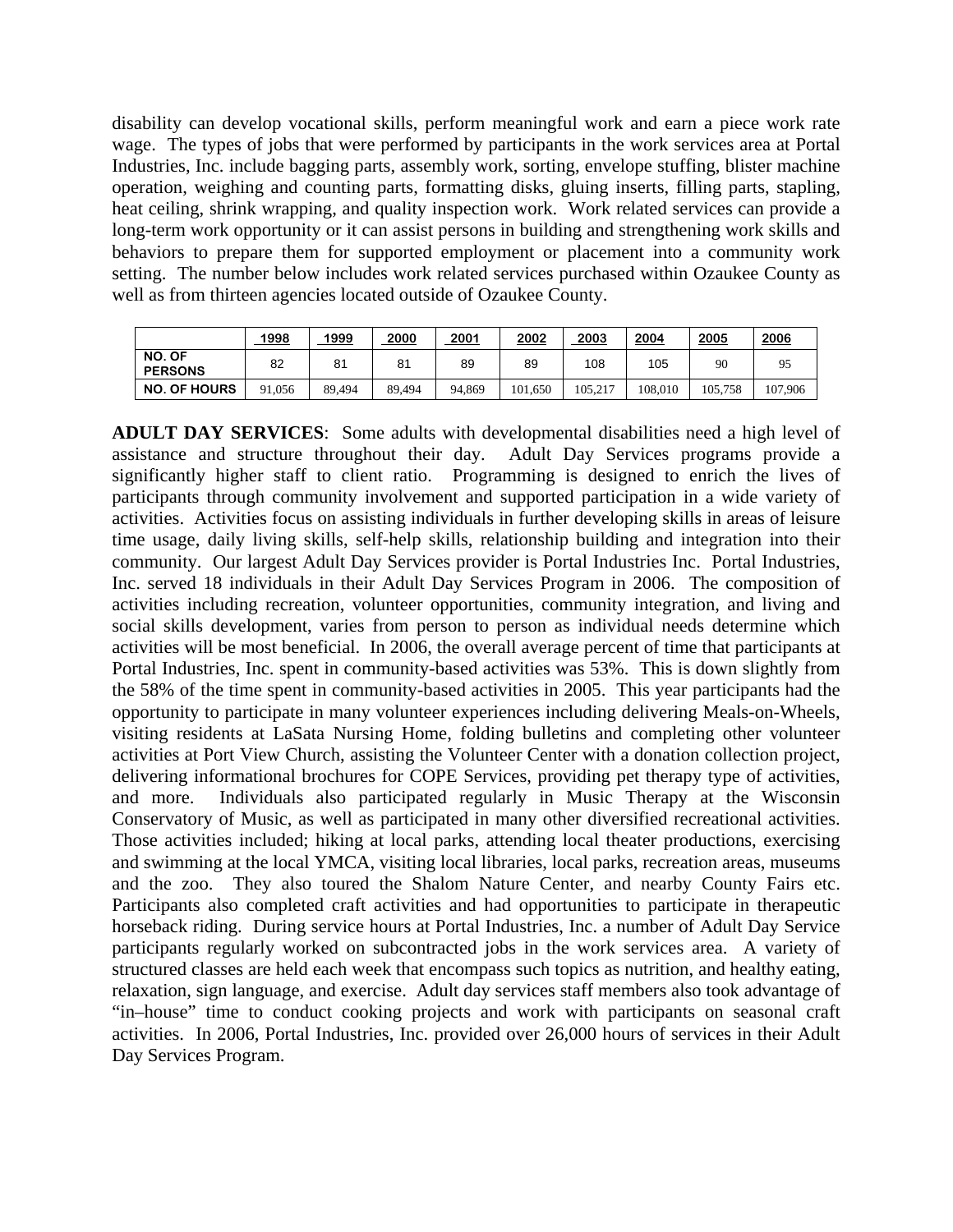disability can develop vocational skills, perform meaningful work and earn a piece work rate wage. The types of jobs that were performed by participants in the work services area at Portal Industries, Inc. include bagging parts, assembly work, sorting, envelope stuffing, blister machine operation, weighing and counting parts, formatting disks, gluing inserts, filling parts, stapling, heat ceiling, shrink wrapping, and quality inspection work. Work related services can provide a long-term work opportunity or it can assist persons in building and strengthening work skills and behaviors to prepare them for supported employment or placement into a community work setting. The number below includes work related services purchased within Ozaukee County as well as from thirteen agencies located outside of Ozaukee County.

| | 1998 | 1999 | 2000 | 2001 | 2002 | 2003 | 2004 | 2005 | 2006 |
|---|---|---|---|---|---|---|---|---|---|
| NO. OF PERSONS | 82 | 81 | 81 | 89 | 89 | 108 | 105 | 90 | 95 |
| NO. OF HOURS | 91,056 | 89,494 | 89,494 | 94,869 | 101,650 | 105,217 | 108,010 | 105,758 | 107,906 |

**ADULT DAY SERVICES**: Some adults with developmental disabilities need a high level of assistance and structure throughout their day. Adult Day Services programs provide a significantly higher staff to client ratio. Programming is designed to enrich the lives of participants through community involvement and supported participation in a wide variety of activities. Activities focus on assisting individuals in further developing skills in areas of leisure time usage, daily living skills, self-help skills, relationship building and integration into their community. Our largest Adult Day Services provider is Portal Industries Inc. Portal Industries, Inc. served 18 individuals in their Adult Day Services Program in 2006. The composition of activities including recreation, volunteer opportunities, community integration, and living and social skills development, varies from person to person as individual needs determine which activities will be most beneficial. In 2006, the overall average percent of time that participants at Portal Industries, Inc. spent in community-based activities was 53%. This is down slightly from the 58% of the time spent in community-based activities in 2005. This year participants had the opportunity to participate in many volunteer experiences including delivering Meals-on-Wheels, visiting residents at LaSata Nursing Home, folding bulletins and completing other volunteer activities at Port View Church, assisting the Volunteer Center with a donation collection project, delivering informational brochures for COPE Services, providing pet therapy type of activities, and more. Individuals also participated regularly in Music Therapy at the Wisconsin Conservatory of Music, as well as participated in many other diversified recreational activities. Those activities included; hiking at local parks, attending local theater productions, exercising and swimming at the local YMCA, visiting local libraries, local parks, recreation areas, museums and the zoo. They also toured the Shalom Nature Center, and nearby County Fairs etc. Participants also completed craft activities and had opportunities to participate in therapeutic horseback riding. During service hours at Portal Industries, Inc. a number of Adult Day Service participants regularly worked on subcontracted jobs in the work services area. A variety of structured classes are held each week that encompass such topics as nutrition, and healthy eating, relaxation, sign language, and exercise. Adult day services staff members also took advantage of "in–house" time to conduct cooking projects and work with participants on seasonal craft activities. In 2006, Portal Industries, Inc. provided over 26,000 hours of services in their Adult Day Services Program.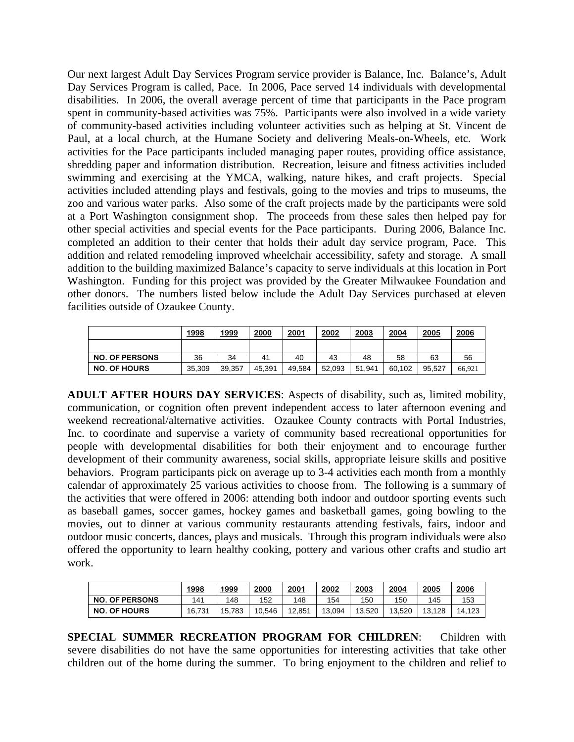Our next largest Adult Day Services Program service provider is Balance, Inc. Balance's, Adult Day Services Program is called, Pace. In 2006, Pace served 14 individuals with developmental disabilities. In 2006, the overall average percent of time that participants in the Pace program spent in community-based activities was 75%. Participants were also involved in a wide variety of community-based activities including volunteer activities such as helping at St. Vincent de Paul, at a local church, at the Humane Society and delivering Meals-on-Wheels, etc. Work activities for the Pace participants included managing paper routes, providing office assistance, shredding paper and information distribution. Recreation, leisure and fitness activities included swimming and exercising at the YMCA, walking, nature hikes, and craft projects. Special activities included attending plays and festivals, going to the movies and trips to museums, the zoo and various water parks. Also some of the craft projects made by the participants were sold at a Port Washington consignment shop. The proceeds from these sales then helped pay for other special activities and special events for the Pace participants. During 2006, Balance Inc. completed an addition to their center that holds their adult day service program, Pace. This addition and related remodeling improved wheelchair accessibility, safety and storage. A small addition to the building maximized Balance's capacity to serve individuals at this location in Port Washington. Funding for this project was provided by the Greater Milwaukee Foundation and other donors. The numbers listed below include the Adult Day Services purchased at eleven facilities outside of Ozaukee County.

| | 1998 | 1999 | 2000 | 2001 | 2002 | 2003 | 2004 | 2005 | 2006 |
|---|---|---|---|---|---|---|---|---|---|
| | | | | | | | | | |
| NO. OF PERSONS | 36 | 34 | 41 | 40 | 43 | 48 | 58 | 63 | 56 |
| NO. OF HOURS | 35,309 | 39,357 | 45,391 | 49,584 | 52,093 | 51,941 | 60,102 | 95,527 | 66,921 |

**ADULT AFTER HOURS DAY SERVICES**: Aspects of disability, such as, limited mobility, communication, or cognition often prevent independent access to later afternoon evening and weekend recreational/alternative activities. Ozaukee County contracts with Portal Industries, Inc. to coordinate and supervise a variety of community based recreational opportunities for people with developmental disabilities for both their enjoyment and to encourage further development of their community awareness, social skills, appropriate leisure skills and positive behaviors. Program participants pick on average up to 3-4 activities each month from a monthly calendar of approximately 25 various activities to choose from. The following is a summary of the activities that were offered in 2006: attending both indoor and outdoor sporting events such as baseball games, soccer games, hockey games and basketball games, going bowling to the movies, out to dinner at various community restaurants attending festivals, fairs, indoor and outdoor music concerts, dances, plays and musicals. Through this program individuals were also offered the opportunity to learn healthy cooking, pottery and various other crafts and studio art work.

| | 1998 | 1999 | 2000 | 2001 | 2002 | 2003 | 2004 | 2005 | 2006 |
|---|---|---|---|---|---|---|---|---|---|
| NO. OF PERSONS | 141 | 148 | 152 | 148 | 154 | 150 | 150 | 145 | 153 |
| NO. OF HOURS | 16,731 | 15,783 | 10,546 | 12,851 | 13,094 | 13,520 | 13,520 | 13,128 | 14,123 |

**SPECIAL SUMMER RECREATION PROGRAM FOR CHILDREN**: Children with severe disabilities do not have the same opportunities for interesting activities that take other children out of the home during the summer. To bring enjoyment to the children and relief to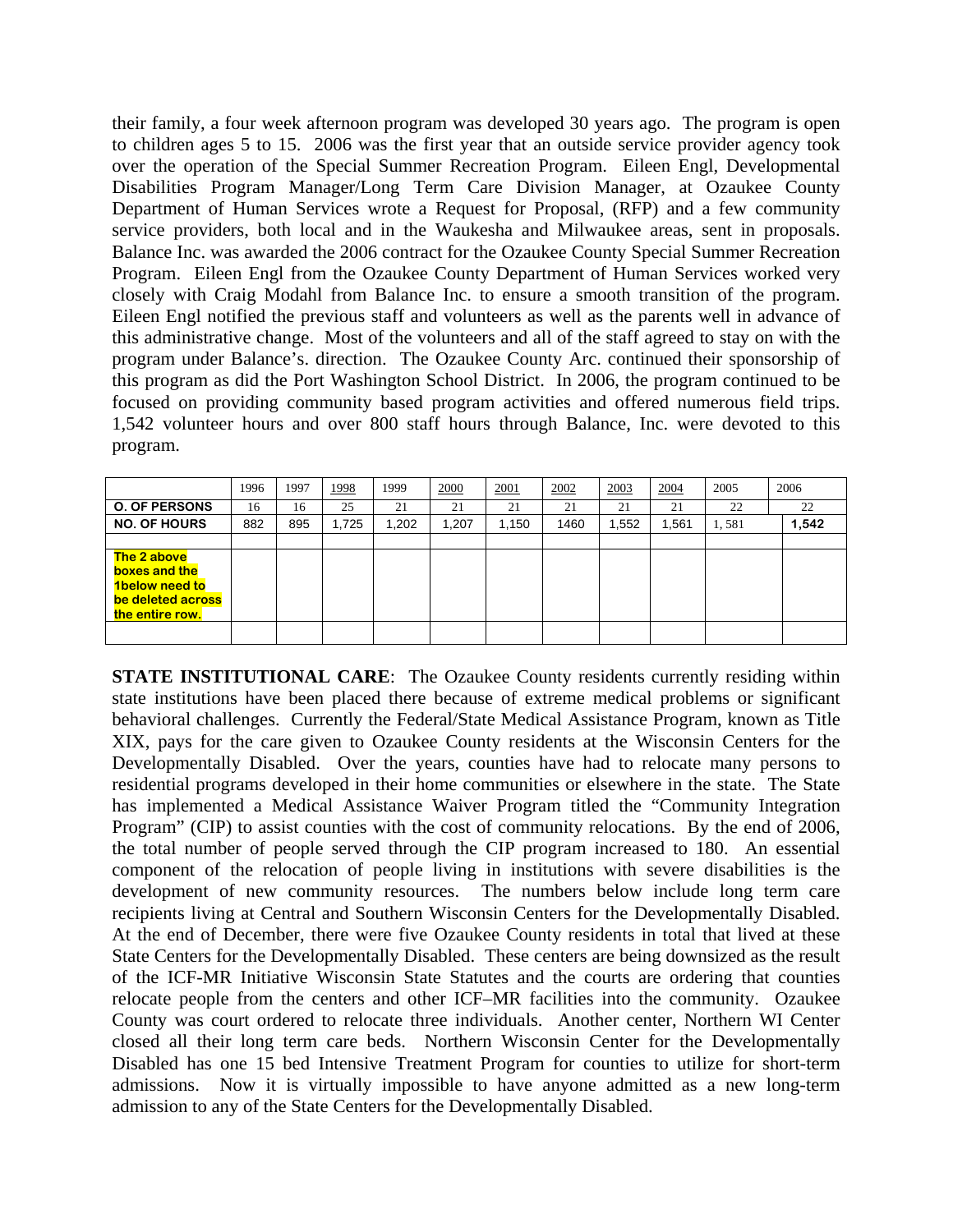their family, a four week afternoon program was developed 30 years ago. The program is open to children ages 5 to 15. 2006 was the first year that an outside service provider agency took over the operation of the Special Summer Recreation Program. Eileen Engl, Developmental Disabilities Program Manager/Long Term Care Division Manager, at Ozaukee County Department of Human Services wrote a Request for Proposal, (RFP) and a few community service providers, both local and in the Waukesha and Milwaukee areas, sent in proposals. Balance Inc. was awarded the 2006 contract for the Ozaukee County Special Summer Recreation Program. Eileen Engl from the Ozaukee County Department of Human Services worked very closely with Craig Modahl from Balance Inc. to ensure a smooth transition of the program. Eileen Engl notified the previous staff and volunteers as well as the parents well in advance of this administrative change. Most of the volunteers and all of the staff agreed to stay on with the program under Balance's. direction. The Ozaukee County Arc. continued their sponsorship of this program as did the Port Washington School District. In 2006, the program continued to be focused on providing community based program activities and offered numerous field trips. 1,542 volunteer hours and over 800 staff hours through Balance, Inc. were devoted to this program.

| | 1996 | 1997 | 1998 | 1999 | 2000 | 2001 | 2002 | 2003 | 2004 | 2005 | 2006 |
|---|---|---|---|---|---|---|---|---|---|---|---|
| **O. OF PERSONS** | 16 | 16 | 25 | 21 | 21 | 21 | 21 | 21 | 21 | 22 | 22 |
| **NO. OF HOURS** | 882 | 895 | 1,725 | 1,202 | 1,207 | 1,150 | 1460 | 1,552 | 1,561 | 1, 581 | **1,542** |
| | | | | | | | | | | | |
| **The 2 above boxes and the 1below need to be deleted across the entire row.** | | | | | | | | | | | |
| | | | | | | | | | | | |

**STATE INSTITUTIONAL CARE**: The Ozaukee County residents currently residing within state institutions have been placed there because of extreme medical problems or significant behavioral challenges. Currently the Federal/State Medical Assistance Program, known as Title XIX, pays for the care given to Ozaukee County residents at the Wisconsin Centers for the Developmentally Disabled. Over the years, counties have had to relocate many persons to residential programs developed in their home communities or elsewhere in the state. The State has implemented a Medical Assistance Waiver Program titled the "Community Integration Program" (CIP) to assist counties with the cost of community relocations. By the end of 2006, the total number of people served through the CIP program increased to 180. An essential component of the relocation of people living in institutions with severe disabilities is the development of new community resources. The numbers below include long term care recipients living at Central and Southern Wisconsin Centers for the Developmentally Disabled. At the end of December, there were five Ozaukee County residents in total that lived at these State Centers for the Developmentally Disabled. These centers are being downsized as the result of the ICF-MR Initiative Wisconsin State Statutes and the courts are ordering that counties relocate people from the centers and other ICF–MR facilities into the community. Ozaukee County was court ordered to relocate three individuals. Another center, Northern WI Center closed all their long term care beds. Northern Wisconsin Center for the Developmentally Disabled has one 15 bed Intensive Treatment Program for counties to utilize for short-term admissions. Now it is virtually impossible to have anyone admitted as a new long-term admission to any of the State Centers for the Developmentally Disabled.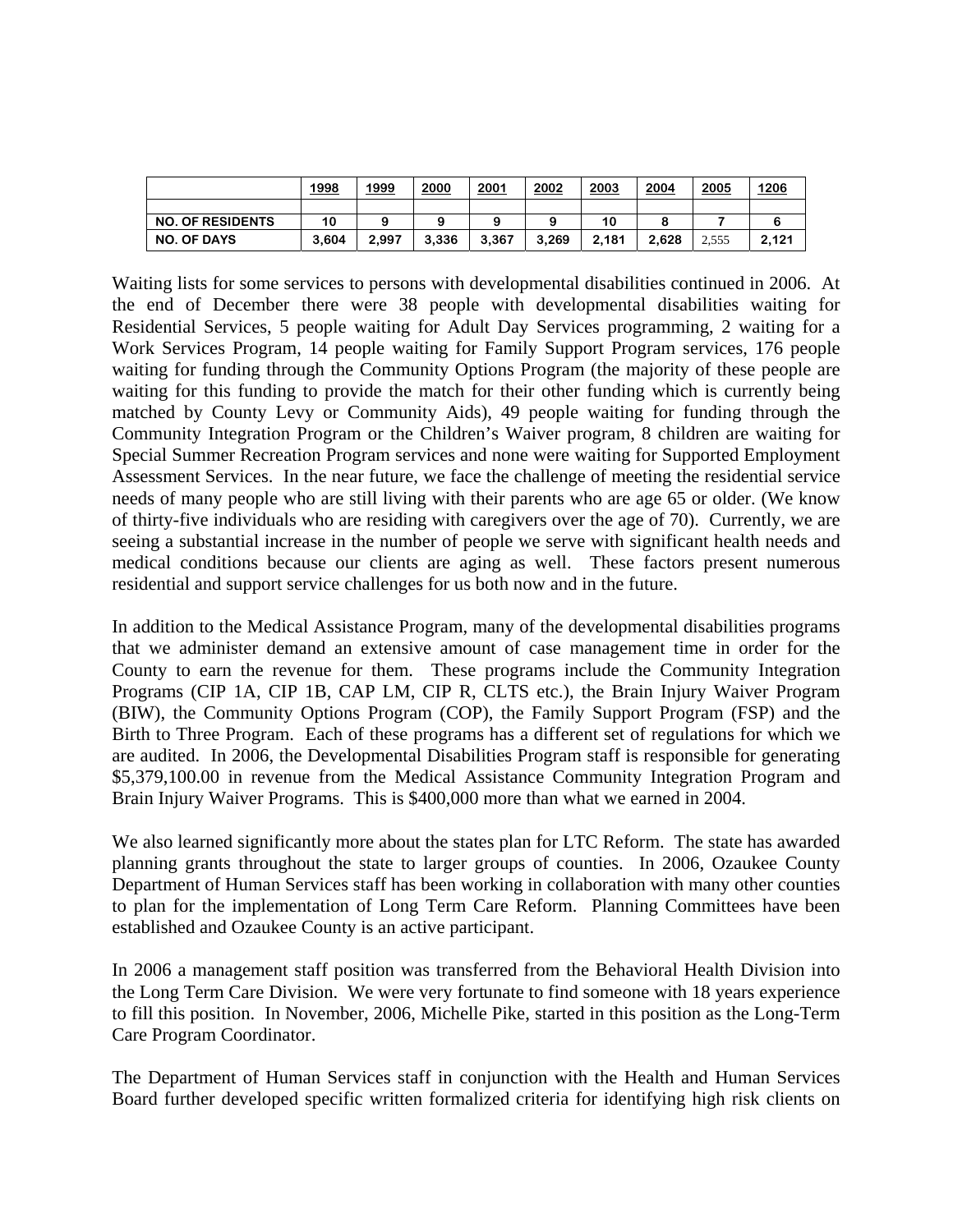| | 1998 | 1999 | 2000 | 2001 | 2002 | 2003 | 2004 | 2005 | 1206 |
|---|---|---|---|---|---|---|---|---|---|
| | | | | | | | | | |
| NO. OF RESIDENTS | 10 | 9 | 9 | 9 | 9 | 10 | 8 | 7 | 6 |
| NO. OF DAYS | 3,604 | 2,997 | 3,336 | 3,367 | 3,269 | 2,181 | 2,628 | 2,555 | 2,121 |

Waiting lists for some services to persons with developmental disabilities continued in 2006. At the end of December there were 38 people with developmental disabilities waiting for Residential Services, 5 people waiting for Adult Day Services programming, 2 waiting for a Work Services Program, 14 people waiting for Family Support Program services, 176 people waiting for funding through the Community Options Program (the majority of these people are waiting for this funding to provide the match for their other funding which is currently being matched by County Levy or Community Aids), 49 people waiting for funding through the Community Integration Program or the Children's Waiver program, 8 children are waiting for Special Summer Recreation Program services and none were waiting for Supported Employment Assessment Services. In the near future, we face the challenge of meeting the residential service needs of many people who are still living with their parents who are age 65 or older. (We know of thirty-five individuals who are residing with caregivers over the age of 70). Currently, we are seeing a substantial increase in the number of people we serve with significant health needs and medical conditions because our clients are aging as well. These factors present numerous residential and support service challenges for us both now and in the future.

In addition to the Medical Assistance Program, many of the developmental disabilities programs that we administer demand an extensive amount of case management time in order for the County to earn the revenue for them. These programs include the Community Integration Programs (CIP 1A, CIP 1B, CAP LM, CIP R, CLTS etc.), the Brain Injury Waiver Program (BIW), the Community Options Program (COP), the Family Support Program (FSP) and the Birth to Three Program. Each of these programs has a different set of regulations for which we are audited. In 2006, the Developmental Disabilities Program staff is responsible for generating $5,379,100.00 in revenue from the Medical Assistance Community Integration Program and Brain Injury Waiver Programs. This is $400,000 more than what we earned in 2004.

We also learned significantly more about the states plan for LTC Reform. The state has awarded planning grants throughout the state to larger groups of counties. In 2006, Ozaukee County Department of Human Services staff has been working in collaboration with many other counties to plan for the implementation of Long Term Care Reform. Planning Committees have been established and Ozaukee County is an active participant.

In 2006 a management staff position was transferred from the Behavioral Health Division into the Long Term Care Division. We were very fortunate to find someone with 18 years experience to fill this position. In November, 2006, Michelle Pike, started in this position as the Long-Term Care Program Coordinator.

The Department of Human Services staff in conjunction with the Health and Human Services Board further developed specific written formalized criteria for identifying high risk clients on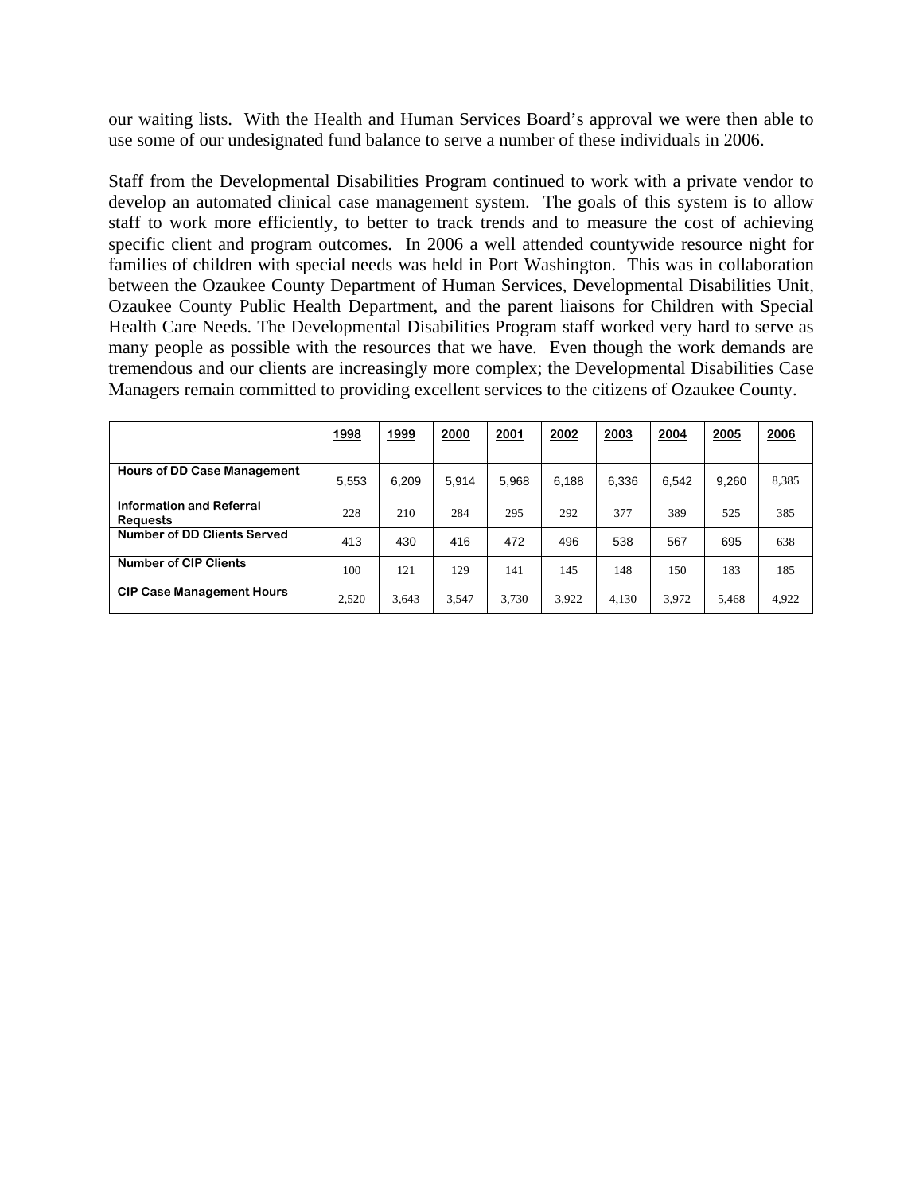our waiting lists. With the Health and Human Services Board's approval we were then able to use some of our undesignated fund balance to serve a number of these individuals in 2006.

Staff from the Developmental Disabilities Program continued to work with a private vendor to develop an automated clinical case management system. The goals of this system is to allow staff to work more efficiently, to better to track trends and to measure the cost of achieving specific client and program outcomes. In 2006 a well attended countywide resource night for families of children with special needs was held in Port Washington. This was in collaboration between the Ozaukee County Department of Human Services, Developmental Disabilities Unit, Ozaukee County Public Health Department, and the parent liaisons for Children with Special Health Care Needs. The Developmental Disabilities Program staff worked very hard to serve as many people as possible with the resources that we have. Even though the work demands are tremendous and our clients are increasingly more complex; the Developmental Disabilities Case Managers remain committed to providing excellent services to the citizens of Ozaukee County.

| | 1998 | 1999 | 2000 | 2001 | 2002 | 2003 | 2004 | 2005 | 2006 |
|---|---|---|---|---|---|---|---|---|---|
| | | | | | | | | | |
| **Hours of DD Case Management** | 5,553 | 6,209 | 5,914 | 5,968 | 6,188 | 6,336 | 6,542 | 9,260 | 8,385 |
| **Information and Referral Requests** | 228 | 210 | 284 | 295 | 292 | 377 | 389 | 525 | 385 |
| **Number of DD Clients Served** | 413 | 430 | 416 | 472 | 496 | 538 | 567 | 695 | 638 |
| **Number of CIP Clients** | 100 | 121 | 129 | 141 | 145 | 148 | 150 | 183 | 185 |
| **CIP Case Management Hours** | 2,520 | 3,643 | 3,547 | 3,730 | 3,922 | 4,130 | 3,972 | 5,468 | 4,922 |